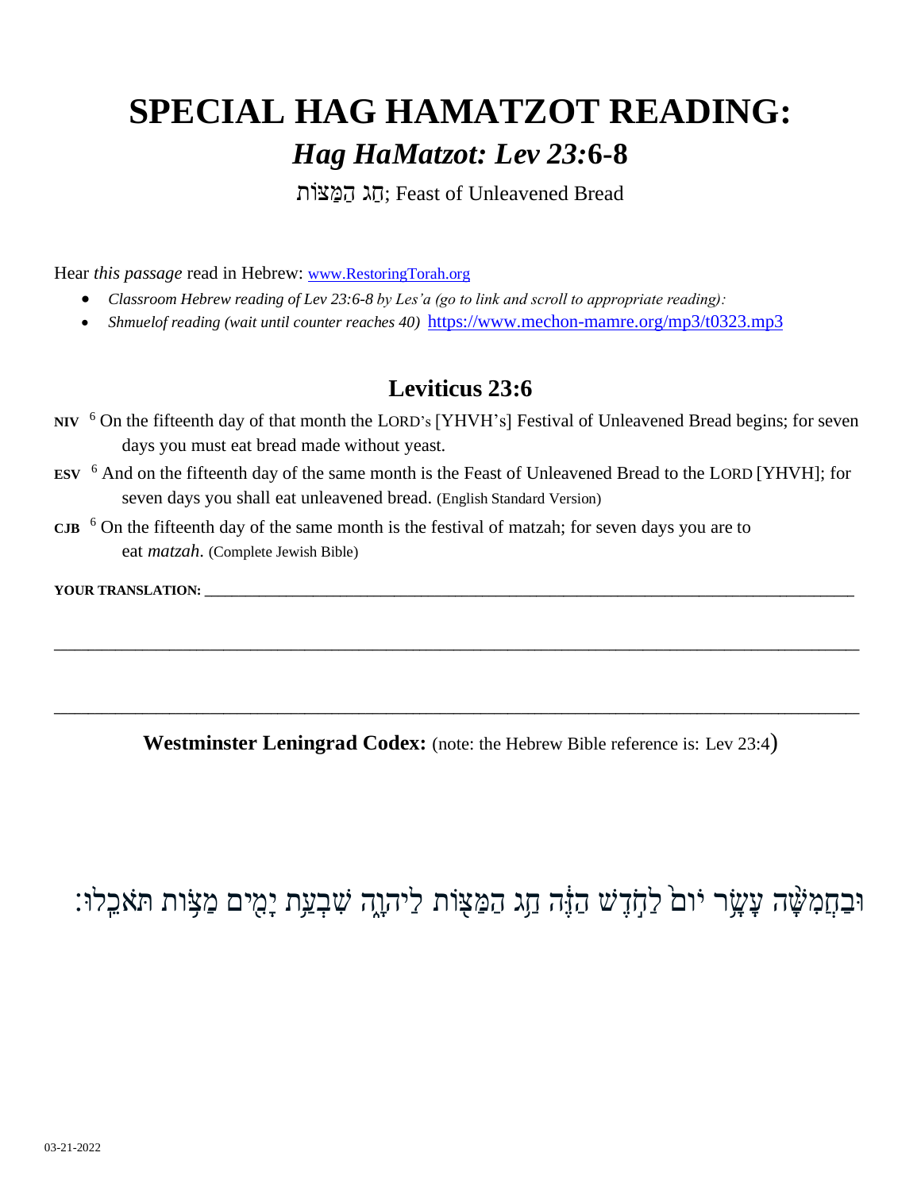# SPECIAL HAG HAMATZOT READING:

## *Hag HaMatzot: Lev 23:*6-8

חַג הַמַּצּוֹת; Feast of Unleavened Bread

Hear *this passage* read in Hebrew: www.RestoringTorah.org

- *Classroom Hebrew reading of Lev 23:6-8 by Les'a (go to link and scroll to appropriate reading):*
- *Shmuelof reading (wait until counter reaches 40)* https://www.mechon-mamre.org/mp3/t0323.mp3

## Leviticus 23:6

**NIV** [6] On the fifteenth day of that month the LORD's [YHVH's] Festival of Unleavened Bread begins; for seven days you must eat bread made without yeast.

**ESV** [6] And on the fifteenth day of the same month is the Feast of Unleavened Bread to the LORD [YHVH]; for seven days you shall eat unleavened bread. (English Standard Version)

**CJB** [6] On the fifteenth day of the same month is the festival of matzah; for seven days you are to eat *matzah*. (Complete Jewish Bible)

**YOUR TRANSLATION:** ______________________________________________________________________________

______________________________________________________________________________

______________________________________________________________________________

**Westminster Leningrad Codex:** (note: the Hebrew Bible reference is: Lev 23:4)

וּבַחֲמִשָּׁה עָשָׂר יוֹם֙ לַחֹ֣דֶשׁ הַזֶּ֔ה חַ֥ג הַמַּצּ֖וֹת לַיהוָ֑ה שִׁבְעַ֥ת יָמִ֖ים מַצּ֥וֹת תֹּאכֵֽלוּ׃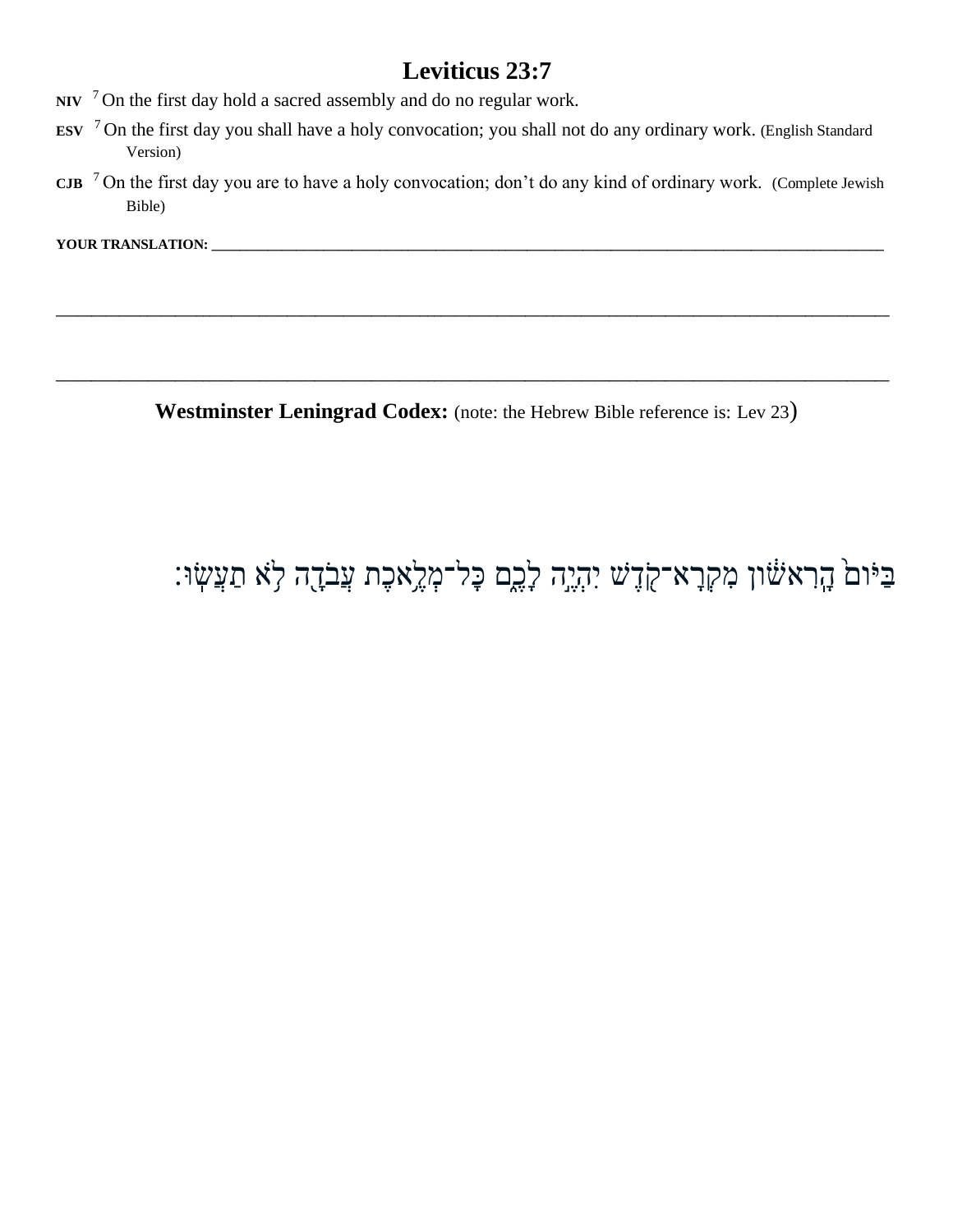# Leviticus 23:7

**NIV** [7] On the first day hold a sacred assembly and do no regular work.

**ESV** [7] On the first day you shall have a holy convocation; you shall not do any ordinary work. (English Standard Version)

**CJB** [7] On the first day you are to have a holy convocation; don't do any kind of ordinary work. (Complete Jewish Bible)

**YOUR TRANSLATION:** ___________________________________________________________________________________________

___________________________________________________________________________________________________________

___________________________________________________________________________________________________________

**Westminster Leningrad Codex:** (note: the Hebrew Bible reference is: Lev 23)

בַּיּוֹם֙ הָֽרִאשׁ֔וֹן מִקְרָא־קֹ֖דֶשׁ יִהְיֶ֣ה לָכֶ֑ם כָּל־מְלֶ֥אכֶת עֲבֹדָ֖ה לֹ֥א תַעֲשֽׂוּ׃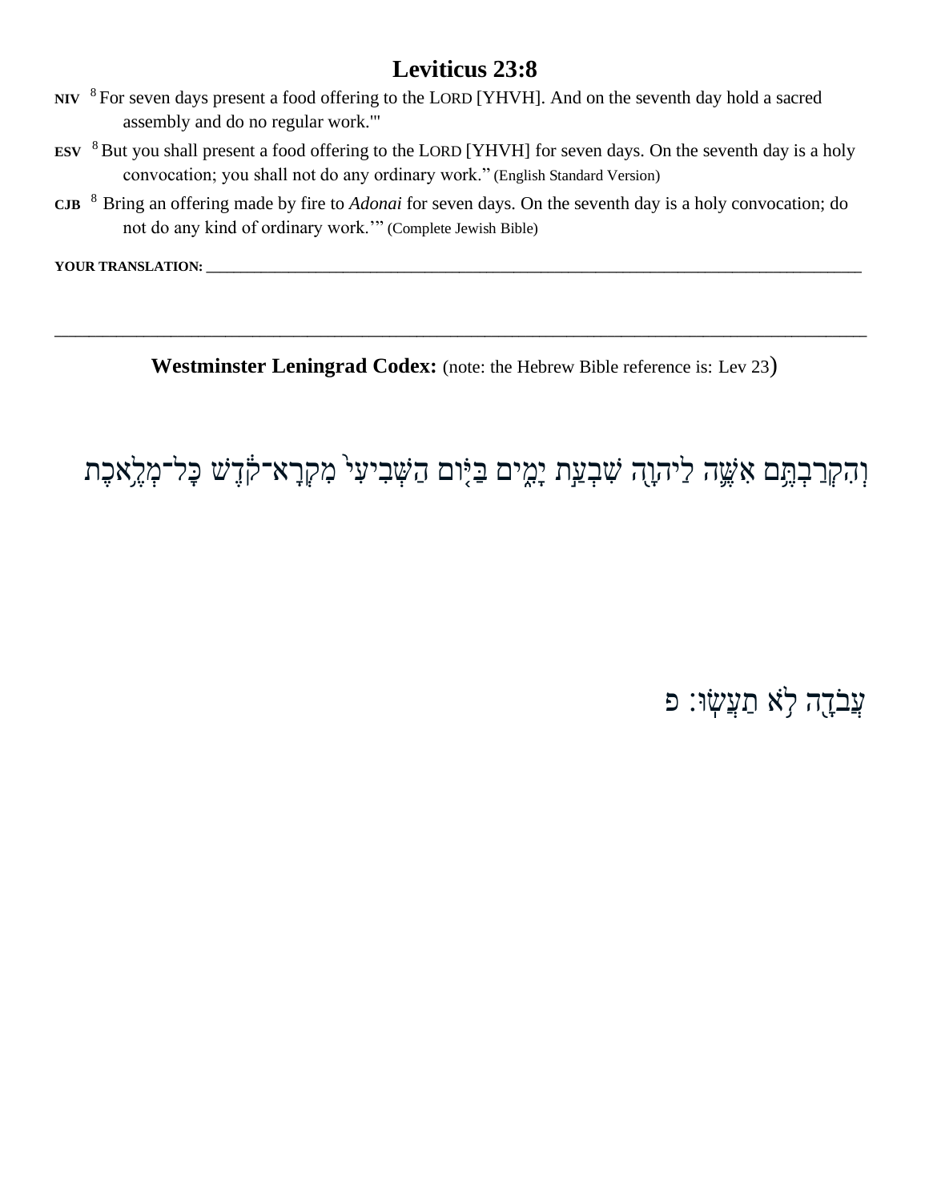# Leviticus 23:8

**NIV** [8] For seven days present a food offering to the LORD [YHVH]. And on the seventh day hold a sacred assembly and do no regular work.'"

**ESV** [8] But you shall present a food offering to the LORD [YHVH] for seven days. On the seventh day is a holy convocation; you shall not do any ordinary work." (English Standard Version)

**CJB** [8] Bring an offering made by fire to *Adonai* for seven days. On the seventh day is a holy convocation; do not do any kind of ordinary work.'" (Complete Jewish Bible)

**YOUR TRANSLATION:** ______________________________________________________________________________

______________________________________________________________________________

**Westminster Leningrad Codex:** (note: the Hebrew Bible reference is: Lev 23)

וְהִקְרַבְתֶּ֥ם אִשֶּׁ֛ה לַיהוָ֖ה שִׁבְעַ֣ת יָמִ֑ים בַּיּ֤וֹם הַשְּׁבִיעִי֙ מִקְרָא־קֹ֔דֶשׁ כָּל־מְלֶ֥אכֶת

עֲבֹדָ֖ה לֹ֥א תַעֲשֽׂוּ׃ פ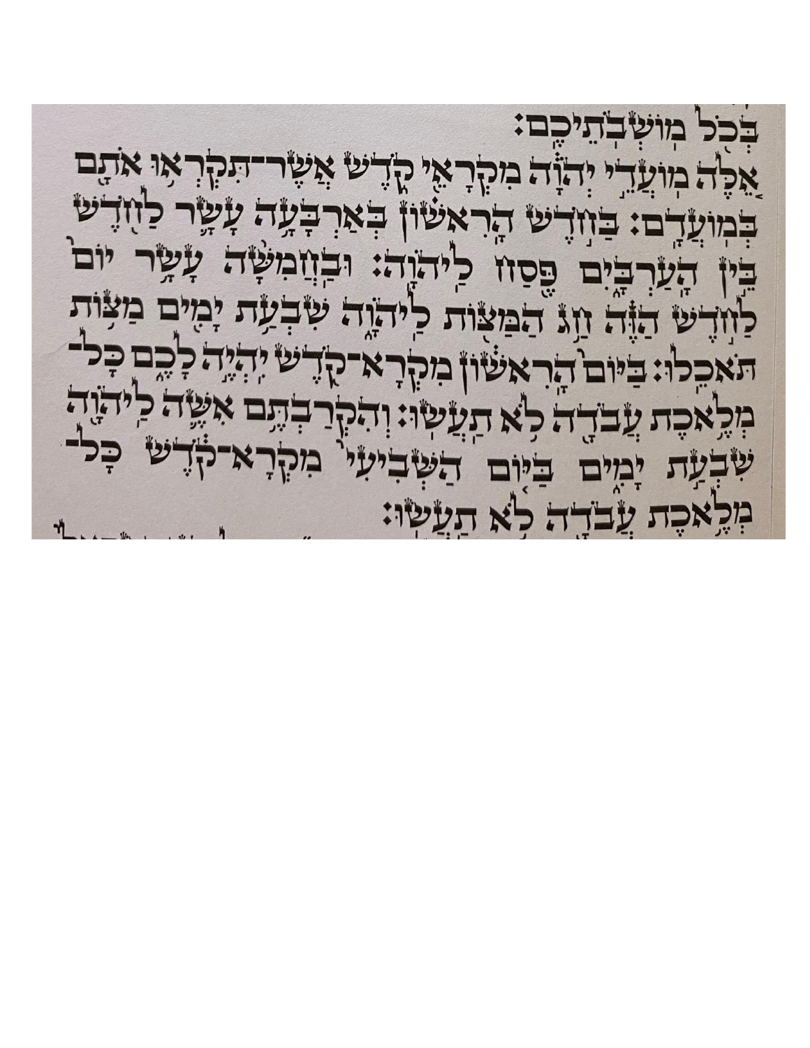בְּכֹל מוֹשְׁבֹתֵיכֶם׃

אֵלֶּה מוֹעֲדֵי יְהוָה מִקְרָאֵי קֹדֶשׁ אֲשֶׁר־תִּקְרְאוּ אֹתָם
בְּמוֹעֲדָם׃ בַּחֹדֶשׁ הָרִאשׁוֹן בְּאַרְבָּעָה עָשָׂר לַחֹדֶשׁ
בֵּין הָעַרְבָּיִם פֶּסַח לַיהוָה׃ וּבַחֲמִשָּׁה עָשָׂר יוֹם
לַחֹדֶשׁ הַזֶּה חַג הַמַּצּוֹת לַיהוָה שִׁבְעַת יָמִים מַצּוֹת
תֹּאכֵלוּ׃ בַּיּוֹם הָרִאשׁוֹן מִקְרָא־קֹדֶשׁ יִהְיֶה לָכֶם כָּל־
מְלֶאכֶת עֲבֹדָה לֹא תַעֲשׂוּ׃ וְהִקְרַבְתֶּם אִשֶּׁה לַיהוָה
שִׁבְעַת יָמִים בַּיּוֹם הַשְּׁבִיעִי מִקְרָא־קֹדֶשׁ כָּל־
מְלֶאכֶת עֲבֹדָה לֹא תַעֲשׂוּ׃